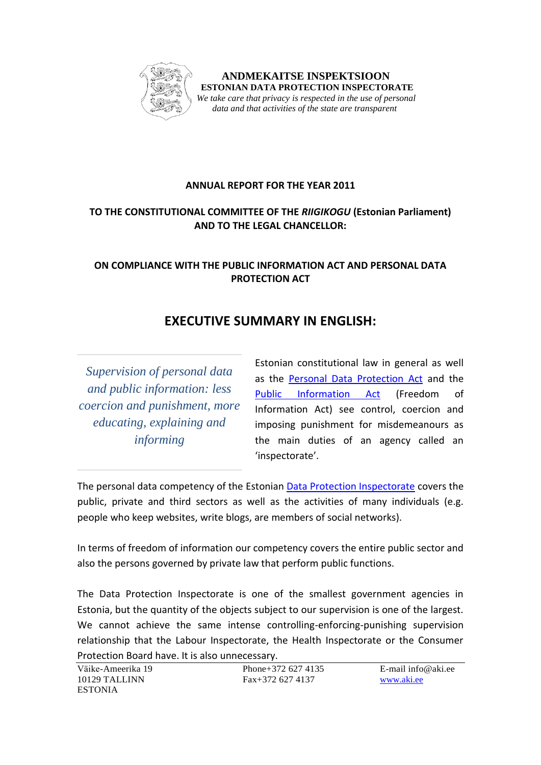**ANDMEKAITSE INSPEKTSIOON**
**ESTONIAN DATA PROTECTION INSPECTORATE**
*We take care that privacy is respected in the use of personal data and that activities of the state are transparent*

**ANNUAL REPORT FOR THE YEAR 2011**

**TO THE CONSTITUTIONAL COMMITTEE OF THE *RIIGIKOGU* (Estonian Parliament) AND TO THE LEGAL CHANCELLOR:**

**ON COMPLIANCE WITH THE PUBLIC INFORMATION ACT AND PERSONAL DATA PROTECTION ACT**

# EXECUTIVE SUMMARY IN ENGLISH:

*Supervision of personal data and public information: less coercion and punishment, more educating, explaining and informing*

Estonian constitutional law in general as well as the Personal Data Protection Act and the Public Information Act (Freedom of Information Act) see control, coercion and imposing punishment for misdemeanours as the main duties of an agency called an 'inspectorate'.

The personal data competency of the Estonian Data Protection Inspectorate covers the public, private and third sectors as well as the activities of many individuals (e.g. people who keep websites, write blogs, are members of social networks).

In terms of freedom of information our competency covers the entire public sector and also the persons governed by private law that perform public functions.

The Data Protection Inspectorate is one of the smallest government agencies in Estonia, but the quantity of the objects subject to our supervision is one of the largest. We cannot achieve the same intense controlling-enforcing-punishing supervision relationship that the Labour Inspectorate, the Health Inspectorate or the Consumer Protection Board have. It is also unnecessary.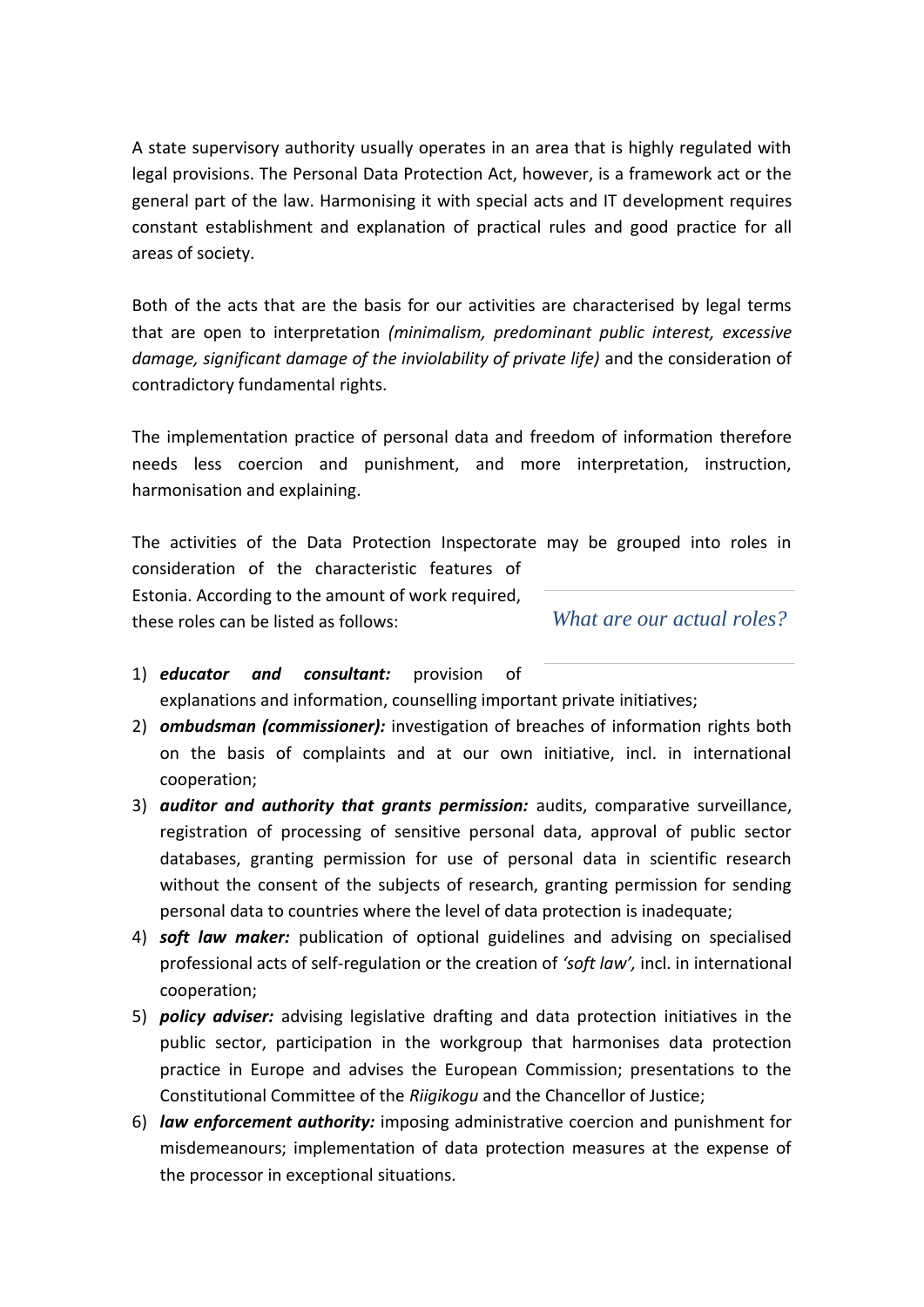A state supervisory authority usually operates in an area that is highly regulated with legal provisions. The Personal Data Protection Act, however, is a framework act or the general part of the law. Harmonising it with special acts and IT development requires constant establishment and explanation of practical rules and good practice for all areas of society.

Both of the acts that are the basis for our activities are characterised by legal terms that are open to interpretation *(minimalism, predominant public interest, excessive damage, significant damage of the inviolability of private life)* and the consideration of contradictory fundamental rights.

The implementation practice of personal data and freedom of information therefore needs less coercion and punishment, and more interpretation, instruction, harmonisation and explaining.

*What are our actual roles?*

The activities of the Data Protection Inspectorate may be grouped into roles in consideration of the characteristic features of Estonia. According to the amount of work required, these roles can be listed as follows:

1) ***educator and consultant:*** provision of explanations and information, counselling important private initiatives;
2) ***ombudsman (commissioner):*** investigation of breaches of information rights both on the basis of complaints and at our own initiative, incl. in international cooperation;
3) ***auditor and authority that grants permission:*** audits, comparative surveillance, registration of processing of sensitive personal data, approval of public sector databases, granting permission for use of personal data in scientific research without the consent of the subjects of research, granting permission for sending personal data to countries where the level of data protection is inadequate;
4) ***soft law maker:*** publication of optional guidelines and advising on specialised professional acts of self-regulation or the creation of *'soft law',* incl. in international cooperation;
5) ***policy adviser:*** advising legislative drafting and data protection initiatives in the public sector, participation in the workgroup that harmonises data protection practice in Europe and advises the European Commission; presentations to the Constitutional Committee of the *Riigikogu* and the Chancellor of Justice;
6) ***law enforcement authority:*** imposing administrative coercion and punishment for misdemeanours; implementation of data protection measures at the expense of the processor in exceptional situations.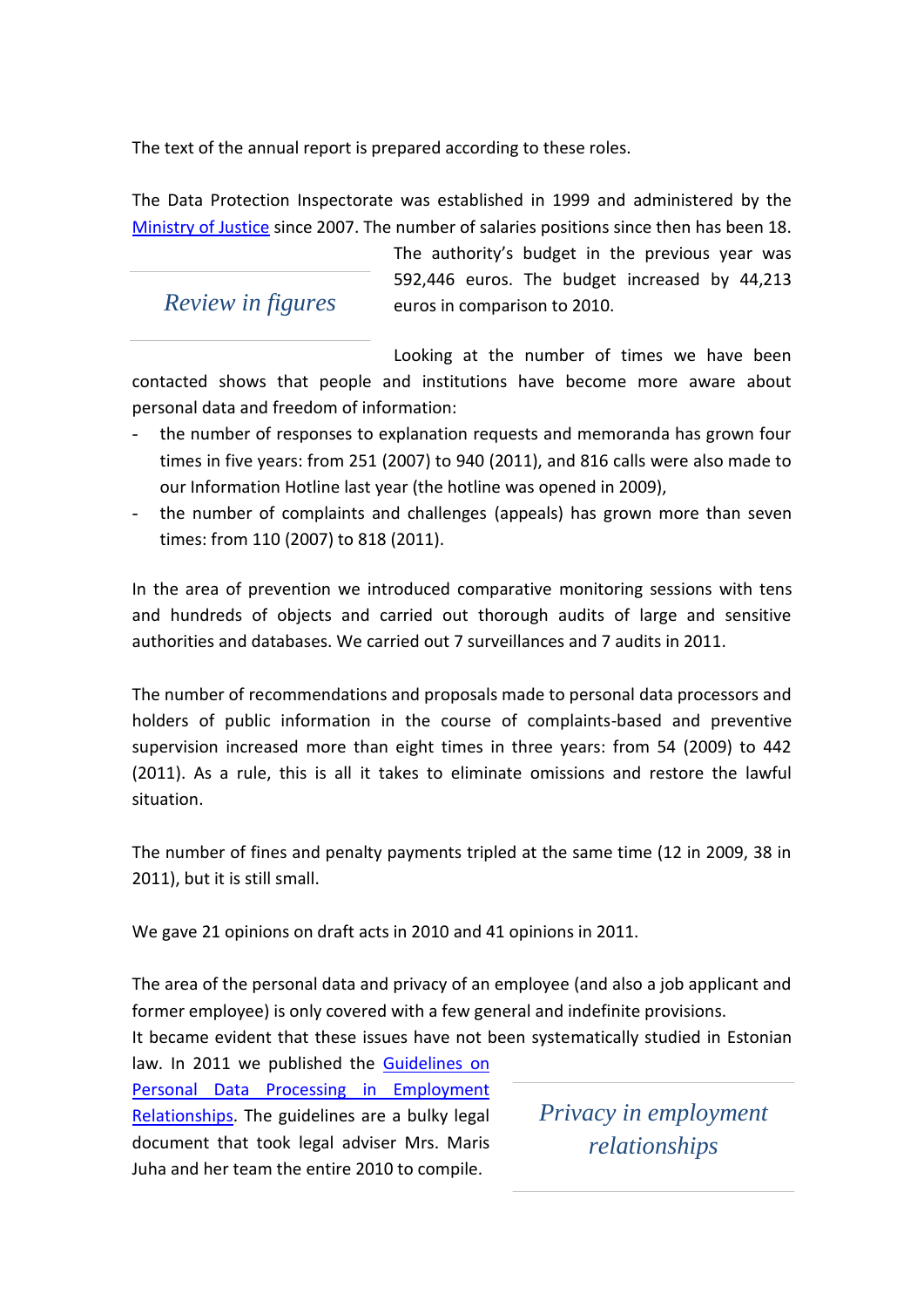The text of the annual report is prepared according to these roles.

The Data Protection Inspectorate was established in 1999 and administered by the [Ministry of Justice] since 2007. The number of salaries positions since then has been 18.

## *Review in figures*

The authority's budget in the previous year was 592,446 euros. The budget increased by 44,213 euros in comparison to 2010.

Looking at the number of times we have been contacted shows that people and institutions have become more aware about personal data and freedom of information:

- the number of responses to explanation requests and memoranda has grown four times in five years: from 251 (2007) to 940 (2011), and 816 calls were also made to our Information Hotline last year (the hotline was opened in 2009),
- the number of complaints and challenges (appeals) has grown more than seven times: from 110 (2007) to 818 (2011).

In the area of prevention we introduced comparative monitoring sessions with tens and hundreds of objects and carried out thorough audits of large and sensitive authorities and databases. We carried out 7 surveillances and 7 audits in 2011.

The number of recommendations and proposals made to personal data processors and holders of public information in the course of complaints-based and preventive supervision increased more than eight times in three years: from 54 (2009) to 442 (2011). As a rule, this is all it takes to eliminate omissions and restore the lawful situation.

The number of fines and penalty payments tripled at the same time (12 in 2009, 38 in 2011), but it is still small.

We gave 21 opinions on draft acts in 2010 and 41 opinions in 2011.

## *Privacy in employment relationships*

The area of the personal data and privacy of an employee (and also a job applicant and former employee) is only covered with a few general and indefinite provisions.
It became evident that these issues have not been systematically studied in Estonian law. In 2011 we published the [Guidelines on Personal Data Processing in Employment Relationships]. The guidelines are a bulky legal document that took legal adviser Mrs. Maris Juha and her team the entire 2010 to compile.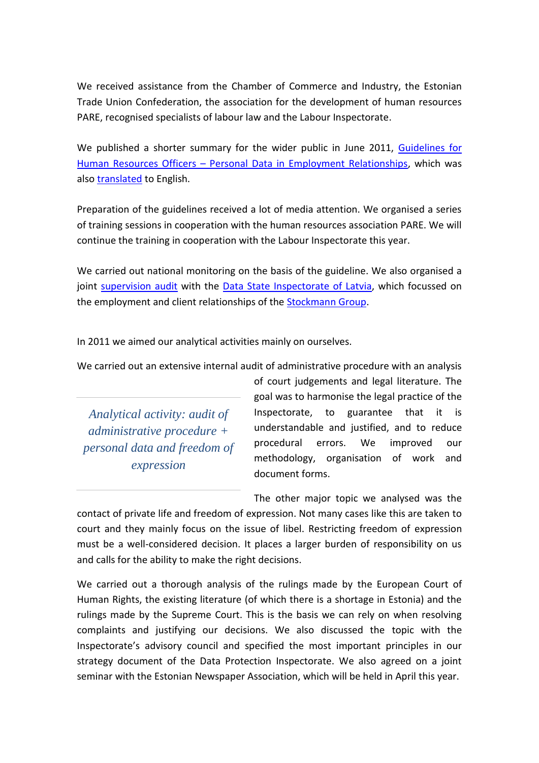We received assistance from the Chamber of Commerce and Industry, the Estonian Trade Union Confederation, the association for the development of human resources PARE, recognised specialists of labour law and the Labour Inspectorate.

We published a shorter summary for the wider public in June 2011, Guidelines for Human Resources Officers – Personal Data in Employment Relationships, which was also translated to English.

Preparation of the guidelines received a lot of media attention. We organised a series of training sessions in cooperation with the human resources association PARE. We will continue the training in cooperation with the Labour Inspectorate this year.

We carried out national monitoring on the basis of the guideline. We also organised a joint supervision audit with the Data State Inspectorate of Latvia, which focussed on the employment and client relationships of the Stockmann Group.

In 2011 we aimed our analytical activities mainly on ourselves.

*Analytical activity: audit of administrative procedure + personal data and freedom of expression*

We carried out an extensive internal audit of administrative procedure with an analysis of court judgements and legal literature. The goal was to harmonise the legal practice of the Inspectorate, to guarantee that it is understandable and justified, and to reduce procedural errors. We improved our methodology, organisation of work and document forms.

The other major topic we analysed was the contact of private life and freedom of expression. Not many cases like this are taken to court and they mainly focus on the issue of libel. Restricting freedom of expression must be a well-considered decision. It places a larger burden of responsibility on us and calls for the ability to make the right decisions.

We carried out a thorough analysis of the rulings made by the European Court of Human Rights, the existing literature (of which there is a shortage in Estonia) and the rulings made by the Supreme Court. This is the basis we can rely on when resolving complaints and justifying our decisions. We also discussed the topic with the Inspectorate's advisory council and specified the most important principles in our strategy document of the Data Protection Inspectorate. We also agreed on a joint seminar with the Estonian Newspaper Association, which will be held in April this year.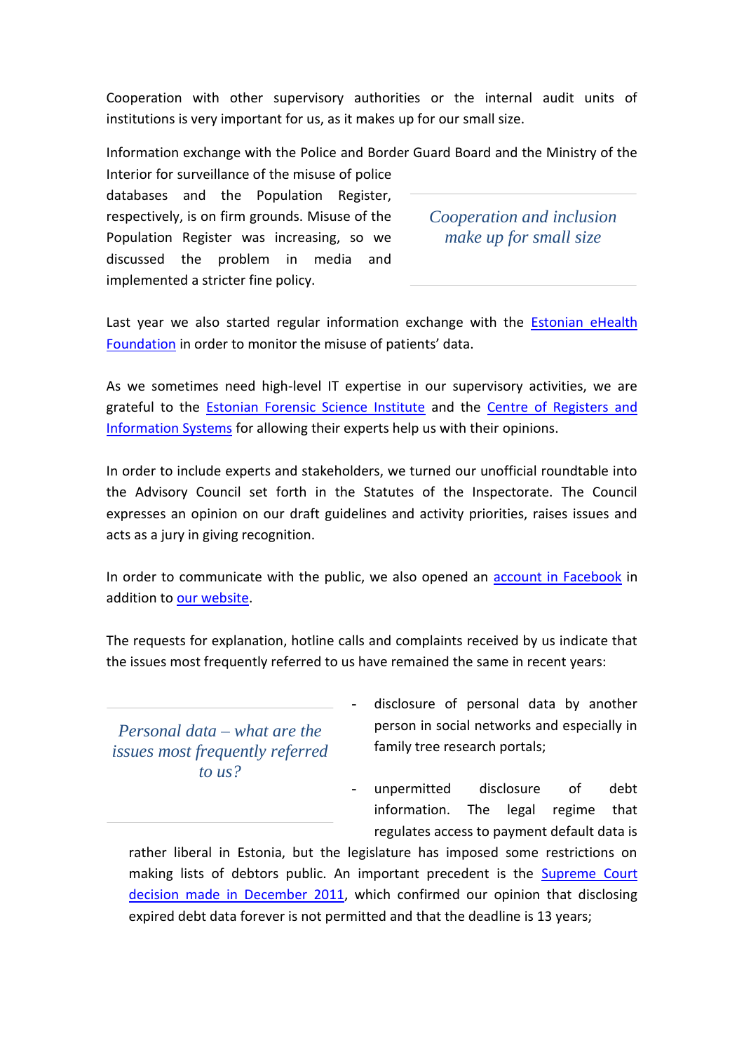Cooperation with other supervisory authorities or the internal audit units of institutions is very important for us, as it makes up for our small size.

> *Cooperation and inclusion make up for small size*

Information exchange with the Police and Border Guard Board and the Ministry of the Interior for surveillance of the misuse of police databases and the Population Register, respectively, is on firm grounds. Misuse of the Population Register was increasing, so we discussed the problem in media and implemented a stricter fine policy.

Last year we also started regular information exchange with the [Estonian eHealth Foundation]() in order to monitor the misuse of patients' data.

As we sometimes need high-level IT expertise in our supervisory activities, we are grateful to the [Estonian Forensic Science Institute]() and the [Centre of Registers and Information Systems]() for allowing their experts help us with their opinions.

In order to include experts and stakeholders, we turned our unofficial roundtable into the Advisory Council set forth in the Statutes of the Inspectorate. The Council expresses an opinion on our draft guidelines and activity priorities, raises issues and acts as a jury in giving recognition.

In order to communicate with the public, we also opened an [account in Facebook]() in addition to [our website]().

The requests for explanation, hotline calls and complaints received by us indicate that the issues most frequently referred to us have remained the same in recent years:

> *Personal data – what are the issues most frequently referred to us?*

- disclosure of personal data by another person in social networks and especially in family tree research portals;
- unpermitted disclosure of debt information. The legal regime that regulates access to payment default data is rather liberal in Estonia, but the legislature has imposed some restrictions on making lists of debtors public. An important precedent is the [Supreme Court decision made in December 2011](), which confirmed our opinion that disclosing expired debt data forever is not permitted and that the deadline is 13 years;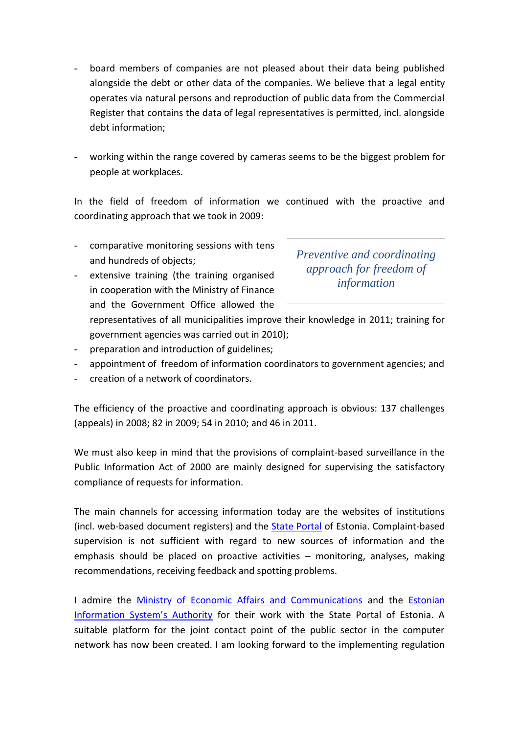- board members of companies are not pleased about their data being published alongside the debt or other data of the companies. We believe that a legal entity operates via natural persons and reproduction of public data from the Commercial Register that contains the data of legal representatives is permitted, incl. alongside debt information;

- working within the range covered by cameras seems to be the biggest problem for people at workplaces.

In the field of freedom of information we continued with the proactive and coordinating approach that we took in 2009:

*Preventive and coordinating approach for freedom of information*

- comparative monitoring sessions with tens and hundreds of objects;
- extensive training (the training organised in cooperation with the Ministry of Finance and the Government Office allowed the representatives of all municipalities improve their knowledge in 2011; training for government agencies was carried out in 2010);
- preparation and introduction of guidelines;
- appointment of freedom of information coordinators to government agencies; and
- creation of a network of coordinators.

The efficiency of the proactive and coordinating approach is obvious: 137 challenges (appeals) in 2008; 82 in 2009; 54 in 2010; and 46 in 2011.

We must also keep in mind that the provisions of complaint-based surveillance in the Public Information Act of 2000 are mainly designed for supervising the satisfactory compliance of requests for information.

The main channels for accessing information today are the websites of institutions (incl. web-based document registers) and the State Portal of Estonia. Complaint-based supervision is not sufficient with regard to new sources of information and the emphasis should be placed on proactive activities – monitoring, analyses, making recommendations, receiving feedback and spotting problems.

I admire the Ministry of Economic Affairs and Communications and the Estonian Information System's Authority for their work with the State Portal of Estonia. A suitable platform for the joint contact point of the public sector in the computer network has now been created. I am looking forward to the implementing regulation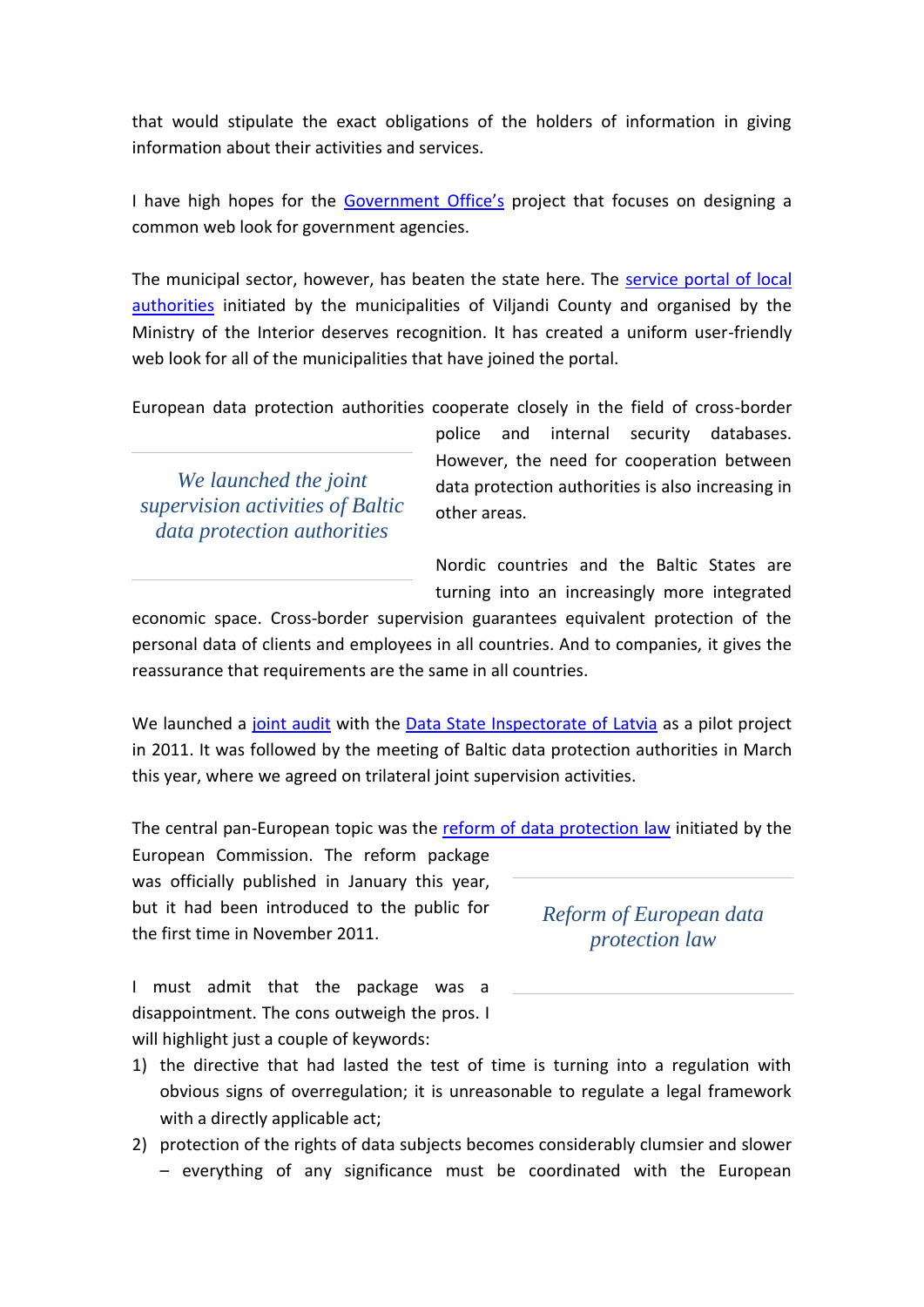that would stipulate the exact obligations of the holders of information in giving information about their activities and services.

I have high hopes for the Government Office's project that focuses on designing a common web look for government agencies.

The municipal sector, however, has beaten the state here. The service portal of local authorities initiated by the municipalities of Viljandi County and organised by the Ministry of the Interior deserves recognition. It has created a uniform user-friendly web look for all of the municipalities that have joined the portal.

European data protection authorities cooperate closely in the field of cross-border police and internal security databases. However, the need for cooperation between data protection authorities is also increasing in other areas.

*We launched the joint supervision activities of Baltic data protection authorities*

Nordic countries and the Baltic States are turning into an increasingly more integrated economic space. Cross-border supervision guarantees equivalent protection of the personal data of clients and employees in all countries. And to companies, it gives the reassurance that requirements are the same in all countries.

We launched a joint audit with the Data State Inspectorate of Latvia as a pilot project in 2011. It was followed by the meeting of Baltic data protection authorities in March this year, where we agreed on trilateral joint supervision activities.

The central pan-European topic was the reform of data protection law initiated by the European Commission. The reform package was officially published in January this year, but it had been introduced to the public for the first time in November 2011.

*Reform of European data protection law*

I must admit that the package was a disappointment. The cons outweigh the pros. I will highlight just a couple of keywords:

1) the directive that had lasted the test of time is turning into a regulation with obvious signs of overregulation; it is unreasonable to regulate a legal framework with a directly applicable act;
2) protection of the rights of data subjects becomes considerably clumsier and slower – everything of any significance must be coordinated with the European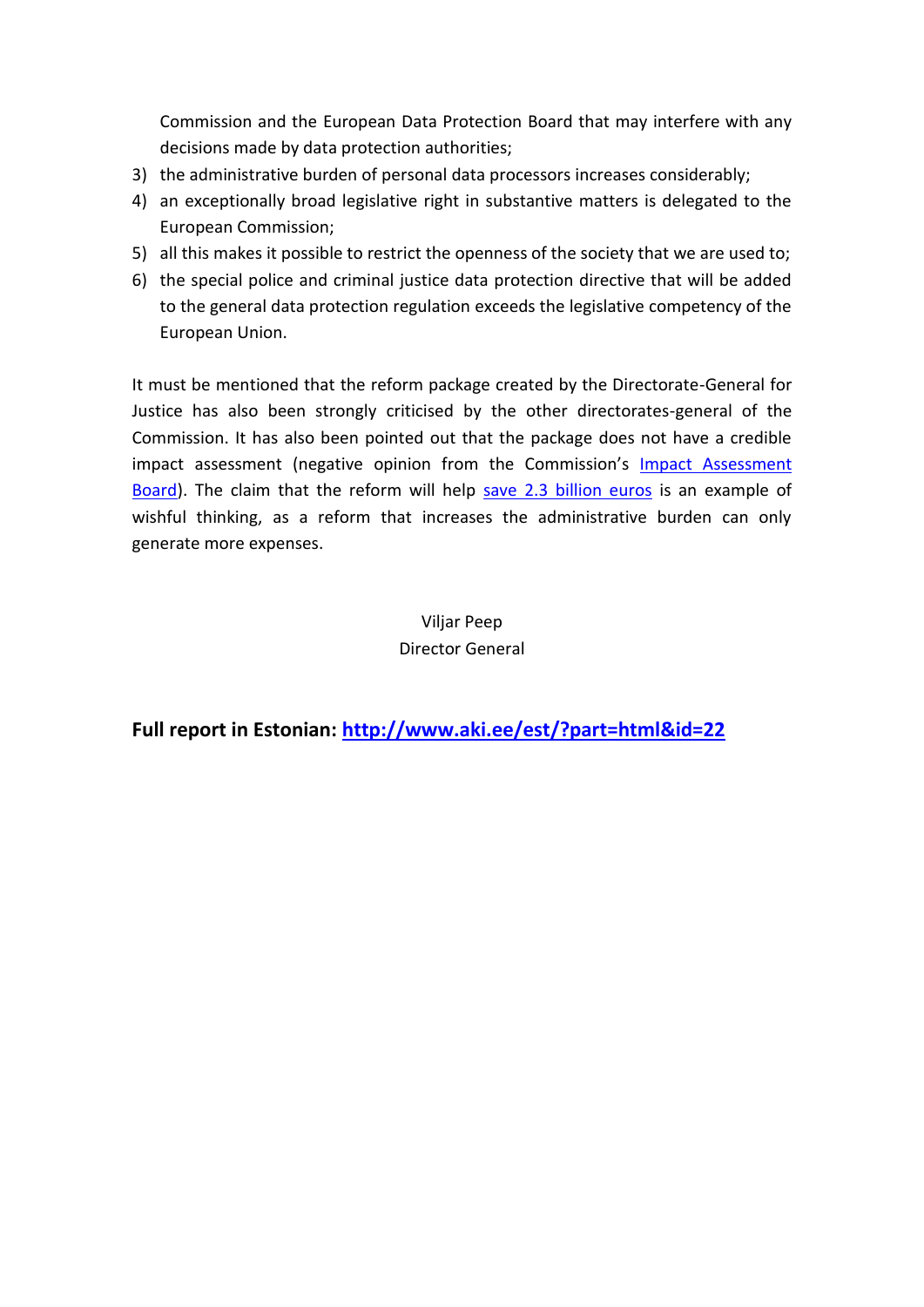Commission and the European Data Protection Board that may interfere with any decisions made by data protection authorities;

3) the administrative burden of personal data processors increases considerably;
4) an exceptionally broad legislative right in substantive matters is delegated to the European Commission;
5) all this makes it possible to restrict the openness of the society that we are used to;
6) the special police and criminal justice data protection directive that will be added to the general data protection regulation exceeds the legislative competency of the European Union.

It must be mentioned that the reform package created by the Directorate-General for Justice has also been strongly criticised by the other directorates-general of the Commission. It has also been pointed out that the package does not have a credible impact assessment (negative opinion from the Commission's Impact Assessment Board). The claim that the reform will help save 2.3 billion euros is an example of wishful thinking, as a reform that increases the administrative burden can only generate more expenses.

Viljar Peep
Director General

**Full report in Estonian: http://www.aki.ee/est/?part=html&id=22**